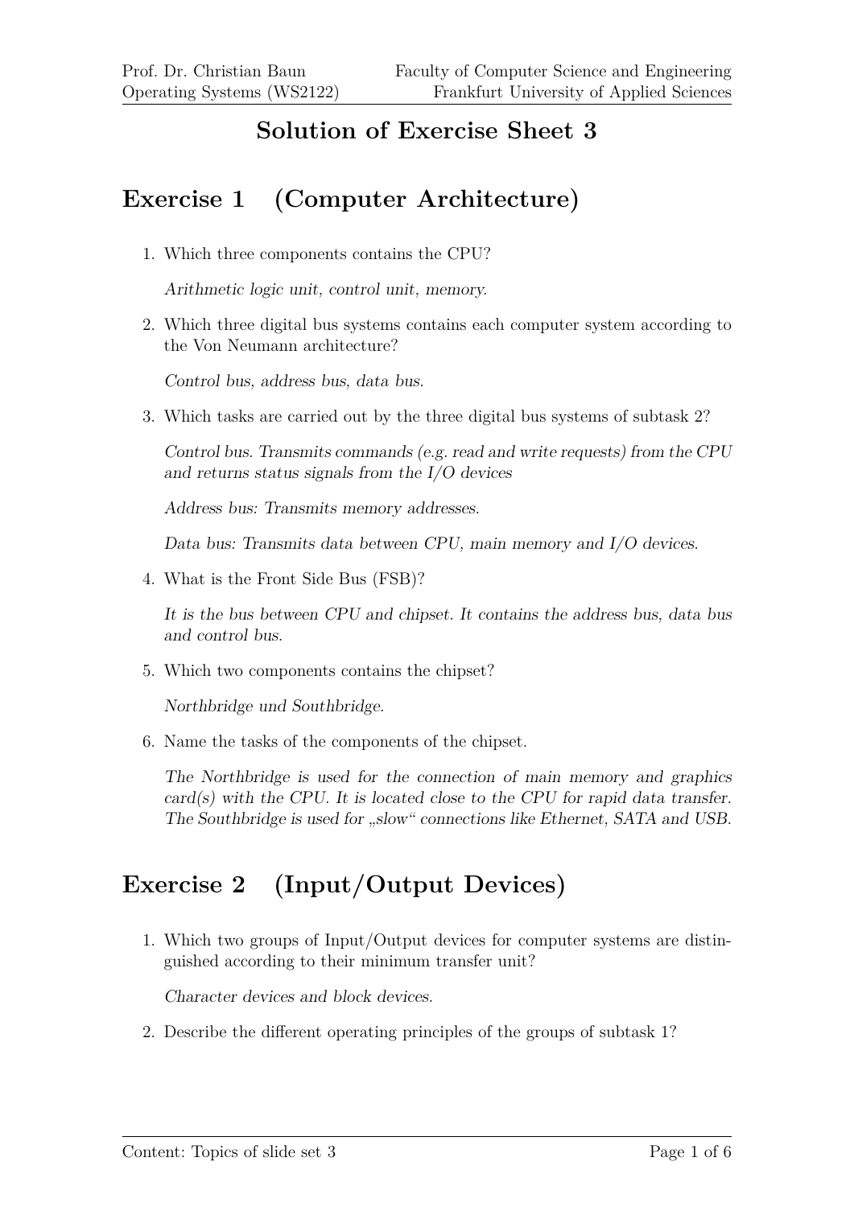# Solution of Exercise Sheet 3

## Exercise 1 (Computer Architecture)

1. Which three components contains the CPU?

   *Arithmetic logic unit, control unit, memory.*

2. Which three digital bus systems contains each computer system according to the Von Neumann architecture?

   *Control bus, address bus, data bus.*

3. Which tasks are carried out by the three digital bus systems of subtask 2?

   *Control bus. Transmits commands (e.g. read and write requests) from the CPU and returns status signals from the I/O devices*

   *Address bus: Transmits memory addresses.*

   *Data bus: Transmits data between CPU, main memory and I/O devices.*

4. What is the Front Side Bus (FSB)?

   *It is the bus between CPU and chipset. It contains the address bus, data bus and control bus.*

5. Which two components contains the chipset?

   *Northbridge und Southbridge.*

6. Name the tasks of the components of the chipset.

   *The Northbridge is used for the connection of main memory and graphics card(s) with the CPU. It is located close to the CPU for rapid data transfer. The Southbridge is used for „slow“ connections like Ethernet, SATA and USB.*

## Exercise 2 (Input/Output Devices)

1. Which two groups of Input/Output devices for computer systems are distinguished according to their minimum transfer unit?

   *Character devices and block devices.*

2. Describe the different operating principles of the groups of subtask 1?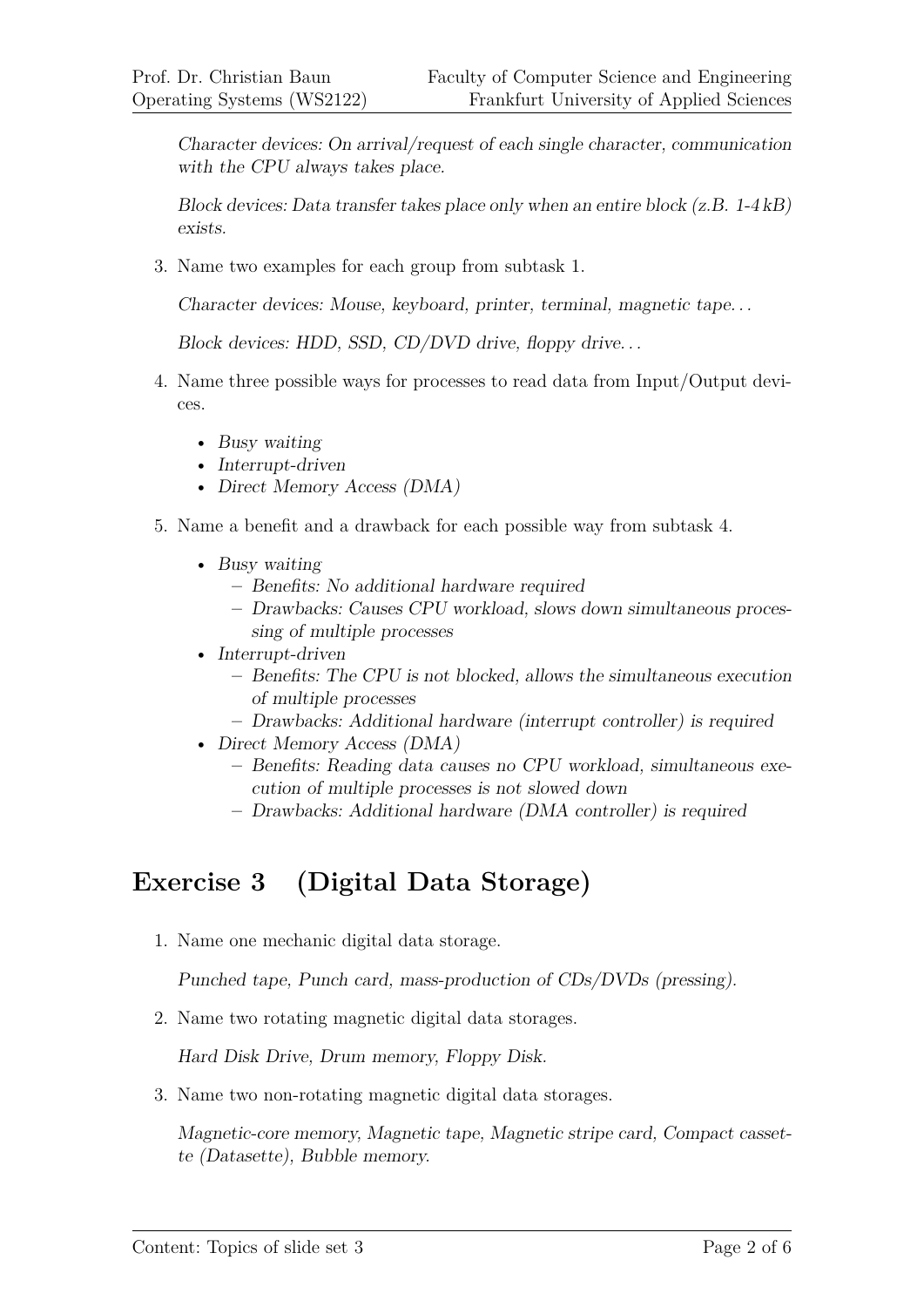*Character devices: On arrival/request of each single character, communication with the CPU always takes place.*

*Block devices: Data transfer takes place only when an entire block (z.B. 1-4 kB) exists.*

3. Name two examples for each group from subtask 1.

   *Character devices: Mouse, keyboard, printer, terminal, magnetic tape...*

   *Block devices: HDD, SSD, CD/DVD drive, floppy drive...*

4. Name three possible ways for processes to read data from Input/Output devices.

   - *Busy waiting*
   - *Interrupt-driven*
   - *Direct Memory Access (DMA)*

5. Name a benefit and a drawback for each possible way from subtask 4.

   - *Busy waiting*
     - *Benefits: No additional hardware required*
     - *Drawbacks: Causes CPU workload, slows down simultaneous processing of multiple processes*
   - *Interrupt-driven*
     - *Benefits: The CPU is not blocked, allows the simultaneous execution of multiple processes*
     - *Drawbacks: Additional hardware (interrupt controller) is required*
   - *Direct Memory Access (DMA)*
     - *Benefits: Reading data causes no CPU workload, simultaneous execution of multiple processes is not slowed down*
     - *Drawbacks: Additional hardware (DMA controller) is required*

## Exercise 3 (Digital Data Storage)

1. Name one mechanic digital data storage.

   *Punched tape, Punch card, mass-production of CDs/DVDs (pressing).*

2. Name two rotating magnetic digital data storages.

   *Hard Disk Drive, Drum memory, Floppy Disk.*

3. Name two non-rotating magnetic digital data storages.

   *Magnetic-core memory, Magnetic tape, Magnetic stripe card, Compact cassette (Datasette), Bubble memory.*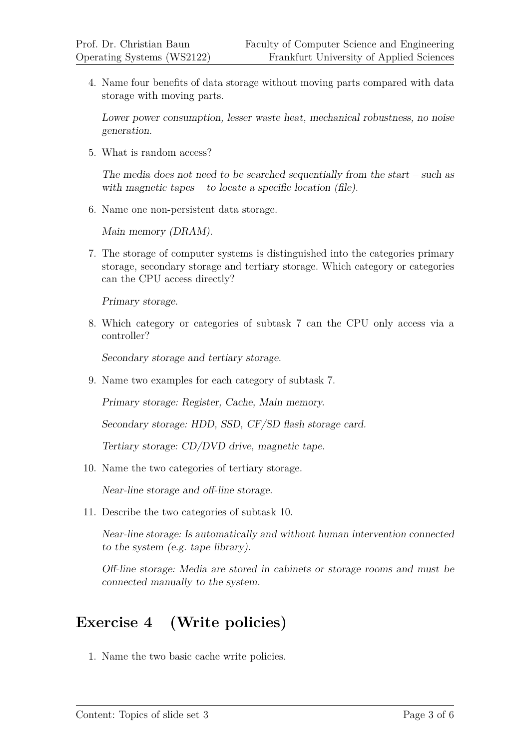4. Name four benefits of data storage without moving parts compared with data storage with moving parts.

   *Lower power consumption, lesser waste heat, mechanical robustness, no noise generation.*

5. What is random access?

   *The media does not need to be searched sequentially from the start – such as with magnetic tapes – to locate a specific location (file).*

6. Name one non-persistent data storage.

   *Main memory (DRAM).*

7. The storage of computer systems is distinguished into the categories primary storage, secondary storage and tertiary storage. Which category or categories can the CPU access directly?

   *Primary storage.*

8. Which category or categories of subtask 7 can the CPU only access via a controller?

   *Secondary storage and tertiary storage.*

9. Name two examples for each category of subtask 7.

   *Primary storage: Register, Cache, Main memory.*

   *Secondary storage: HDD, SSD, CF/SD flash storage card.*

   *Tertiary storage: CD/DVD drive, magnetic tape.*

10. Name the two categories of tertiary storage.

    *Near-line storage and off-line storage.*

11. Describe the two categories of subtask 10.

    *Near-line storage: Is automatically and without human intervention connected to the system (e.g. tape library).*

    *Off-line storage: Media are stored in cabinets or storage rooms and must be connected manually to the system.*

## Exercise 4 (Write policies)

1. Name the two basic cache write policies.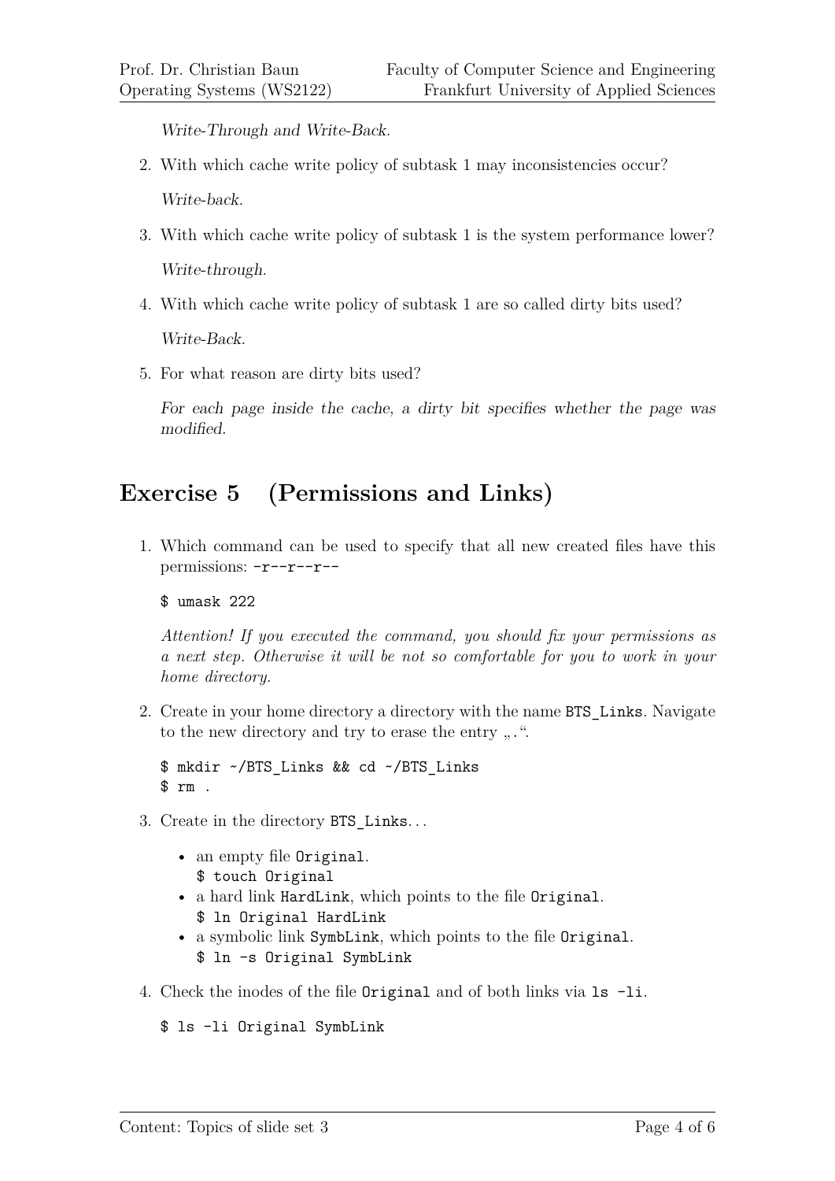*Write-Through and Write-Back.*

2. With which cache write policy of subtask 1 may inconsistencies occur?

   *Write-back.*

3. With which cache write policy of subtask 1 is the system performance lower?

   *Write-through.*

4. With which cache write policy of subtask 1 are so called dirty bits used?

   *Write-Back.*

5. For what reason are dirty bits used?

   *For each page inside the cache, a dirty bit specifies whether the page was modified.*

## Exercise 5 (Permissions and Links)

1. Which command can be used to specify that all new created files have this permissions: `-r--r--r--`

   ```
   $ umask 222
   ```

   *Attention! If you executed the command, you should fix your permissions as a next step. Otherwise it will be not so comfortable for you to work in your home directory.*

2. Create in your home directory a directory with the name `BTS_Links`. Navigate to the new directory and try to erase the entry „`.`“.

   ```
   $ mkdir ~/BTS_Links && cd ~/BTS_Links
   $ rm .
   ```

3. Create in the directory `BTS_Links`...

   - an empty file `Original`.
     `$ touch Original`
   - a hard link `HardLink`, which points to the file `Original`.
     `$ ln Original HardLink`
   - a symbolic link `SymbLink`, which points to the file `Original`.
     `$ ln -s Original SymbLink`

4. Check the inodes of the file `Original` and of both links via `ls -li`.

   ```
   $ ls -li Original SymbLink
   ```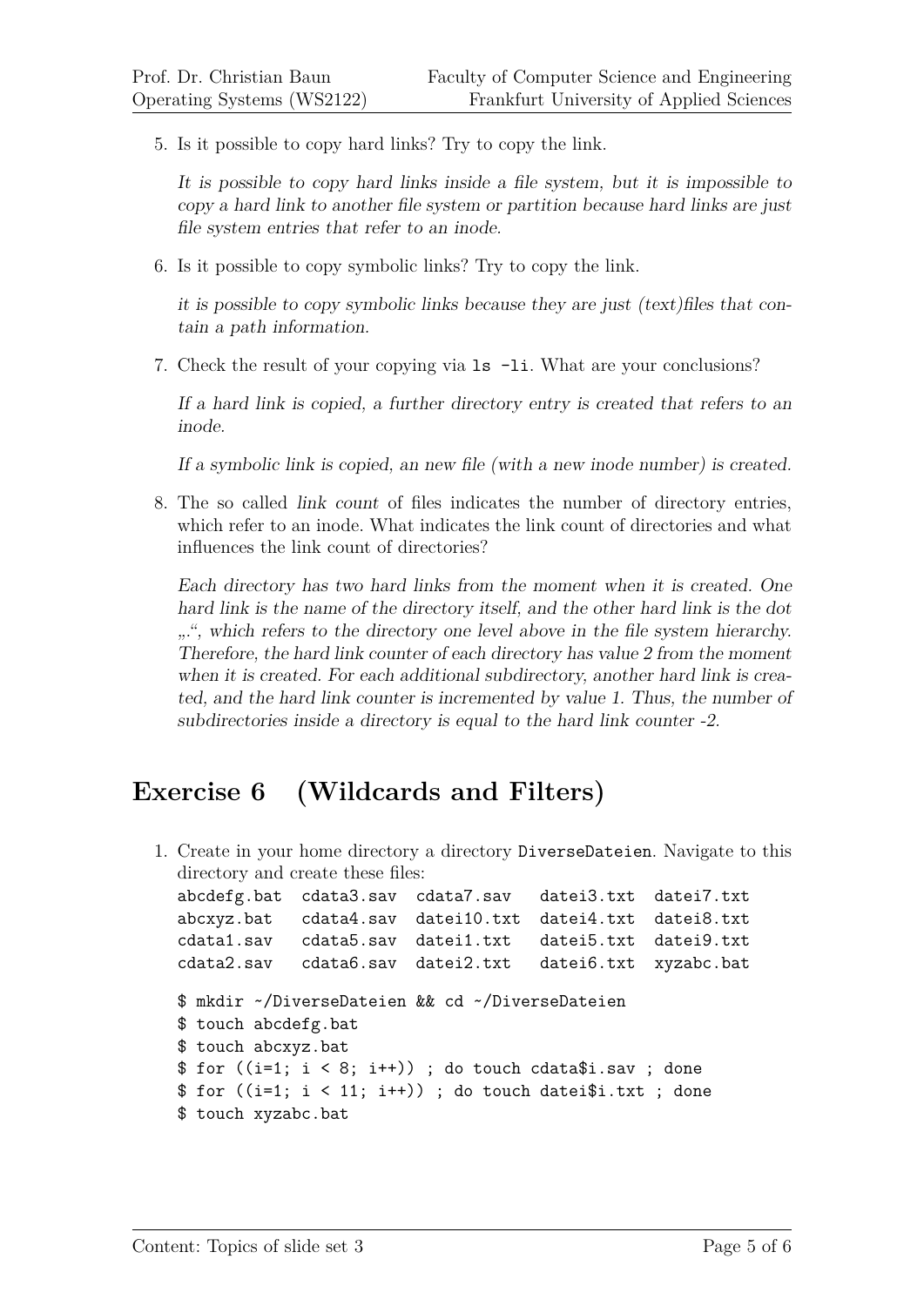5. Is it possible to copy hard links? Try to copy the link.

   *It is possible to copy hard links inside a file system, but it is impossible to copy a hard link to another file system or partition because hard links are just file system entries that refer to an inode.*

6. Is it possible to copy symbolic links? Try to copy the link.

   *it is possible to copy symbolic links because they are just (text)files that contain a path information.*

7. Check the result of your copying via `ls -li`. What are your conclusions?

   *If a hard link is copied, a further directory entry is created that refers to an inode.*

   *If a symbolic link is copied, an new file (with a new inode number) is created.*

8. The so called *link count* of files indicates the number of directory entries, which refer to an inode. What indicates the link count of directories and what influences the link count of directories?

   *Each directory has two hard links from the moment when it is created. One hard link is the name of the directory itself, and the other hard link is the dot „.", which refers to the directory one level above in the file system hierarchy. Therefore, the hard link counter of each directory has value 2 from the moment when it is created. For each additional subdirectory, another hard link is created, and the hard link counter is incremented by value 1. Thus, the number of subdirectories inside a directory is equal to the hard link counter -2.*

## Exercise 6 (Wildcards and Filters)

1. Create in your home directory a directory `DiverseDateien`. Navigate to this directory and create these files:

```
abcdefg.bat  cdata3.sav  cdata7.sav   datei3.txt  datei7.txt
abcxyz.bat   cdata4.sav  datei10.txt  datei4.txt  datei8.txt
cdata1.sav   cdata5.sav  datei1.txt   datei5.txt  datei9.txt
cdata2.sav   cdata6.sav  datei2.txt   datei6.txt  xyzabc.bat
```

```
$ mkdir ~/DiverseDateien && cd ~/DiverseDateien
$ touch abcdefg.bat
$ touch abcxyz.bat
$ for ((i=1; i < 8; i++)) ; do touch cdata$i.sav ; done
$ for ((i=1; i < 11; i++)) ; do touch datei$i.txt ; done
$ touch xyzabc.bat
```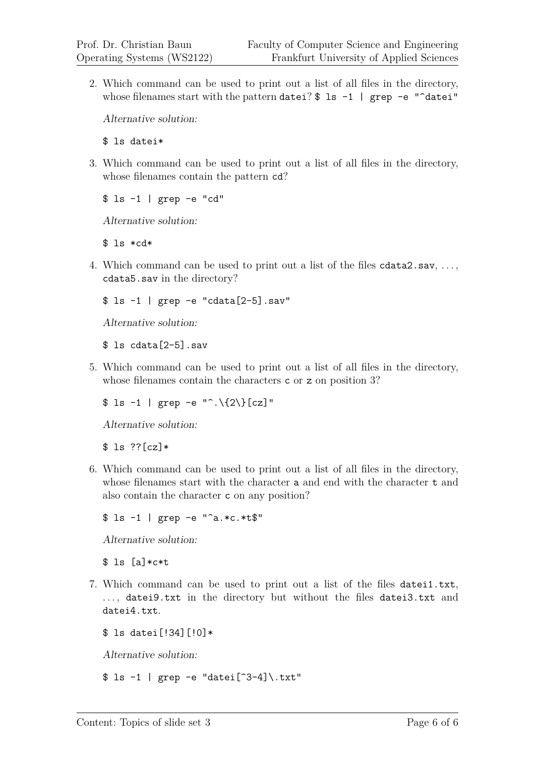2. Which command can be used to print out a list of all files in the directory, whose filenames start with the pattern `datei`? `$ ls -1 | grep -e "^datei"`

   *Alternative solution:*

   ```
   $ ls datei*
   ```

3. Which command can be used to print out a list of all files in the directory, whose filenames contain the pattern `cd`?

   ```
   $ ls -1 | grep -e "cd"
   ```

   *Alternative solution:*

   ```
   $ ls *cd*
   ```

4. Which command can be used to print out a list of the files `cdata2.sav`, ..., `cdata5.sav` in the directory?

   ```
   $ ls -1 | grep -e "cdata[2-5].sav"
   ```

   *Alternative solution:*

   ```
   $ ls cdata[2-5].sav
   ```

5. Which command can be used to print out a list of all files in the directory, whose filenames contain the characters `c` or `z` on position 3?

   ```
   $ ls -1 | grep -e "^.\{2\}[cz]"
   ```

   *Alternative solution:*

   ```
   $ ls ??[cz]*
   ```

6. Which command can be used to print out a list of all files in the directory, whose filenames start with the character `a` and end with the character `t` and also contain the character `c` on any position?

   ```
   $ ls -1 | grep -e "^a.*c.*t$"
   ```

   *Alternative solution:*

   ```
   $ ls [a]*c*t
   ```

7. Which command can be used to print out a list of the files `datei1.txt`, ..., `datei9.txt` in the directory but without the files `datei3.txt` and `datei4.txt`.

   ```
   $ ls datei[!34][!0]*
   ```

   *Alternative solution:*

   ```
   $ ls -1 | grep -e "datei[^3-4]\.txt"
   ```